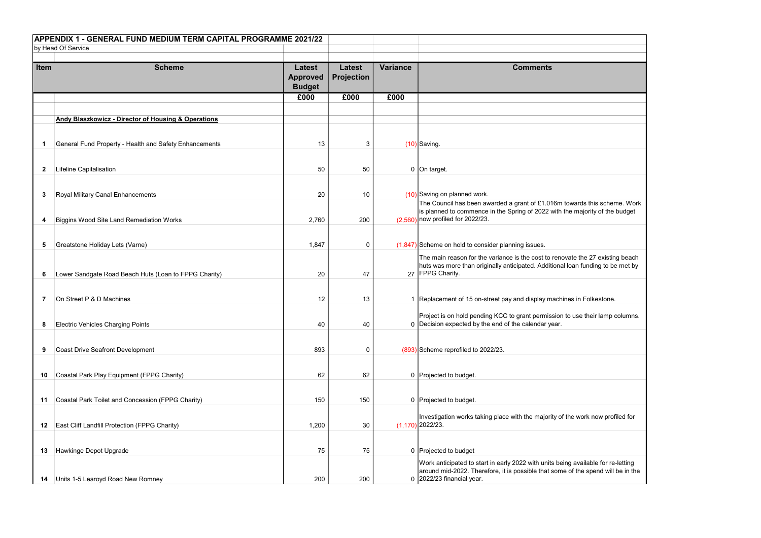# APPENDIX 1 - GENERAL FUND MEDIUM TERM CAPITAL PROGRAMME 2021/22

by Head Of Service

| Item | Scheme | Latest Approved Budget | Latest Projection | Variance | Comments |
|---|---|---|---|---|---|
| | | £000 | £000 | £000 | |
| | **Andy Blaszkowicz - Director of Housing & Operations** | | | | |
| 1 | General Fund Property - Health and Safety Enhancements | 13 | 3 | (10) | Saving. |
| 2 | Lifeline Capitalisation | 50 | 50 | 0 | On target. |
| 3 | Royal Military Canal Enhancements | 20 | 10 | (10) | Saving on planned work. |
| 4 | Biggins Wood Site Land Remediation Works | 2,760 | 200 | (2,560) | The Council has been awarded a grant of £1.016m towards this scheme. Work is planned to commence in the Spring of 2022 with the majority of the budget now profiled for 2022/23. |
| 5 | Greatstone Holiday Lets (Varne) | 1,847 | 0 | (1,847) | Scheme on hold to consider planning issues. |
| 6 | Lower Sandgate Road Beach Huts (Loan to FPPG Charity) | 20 | 47 | 27 | The main reason for the variance is the cost to renovate the 27 existing beach huts was more than originally anticipated. Additional loan funding to be met by FPPG Charity. |
| 7 | On Street P & D Machines | 12 | 13 | 1 | Replacement of 15 on-street pay and display machines in Folkestone. |
| 8 | Electric Vehicles Charging Points | 40 | 40 | 0 | Project is on hold pending KCC to grant permission to use their lamp columns. Decision expected by the end of the calendar year. |
| 9 | Coast Drive Seafront Development | 893 | 0 | (893) | Scheme reprofiled to 2022/23. |
| 10 | Coastal Park Play Equipment (FPPG Charity) | 62 | 62 | 0 | Projected to budget. |
| 11 | Coastal Park Toilet and Concession (FPPG Charity) | 150 | 150 | 0 | Projected to budget. |
| 12 | East Cliff Landfill Protection (FPPG Charity) | 1,200 | 30 | (1,170) | Investigation works taking place with the majority of the work now profiled for 2022/23. |
| 13 | Hawkinge Depot Upgrade | 75 | 75 | 0 | Projected to budget |
| 14 | Units 1-5 Learoyd Road New Romney | 200 | 200 | 0 | Work anticipated to start in early 2022 with units being available for re-letting around mid-2022. Therefore, it is possible that some of the spend will be in the 2022/23 financial year. |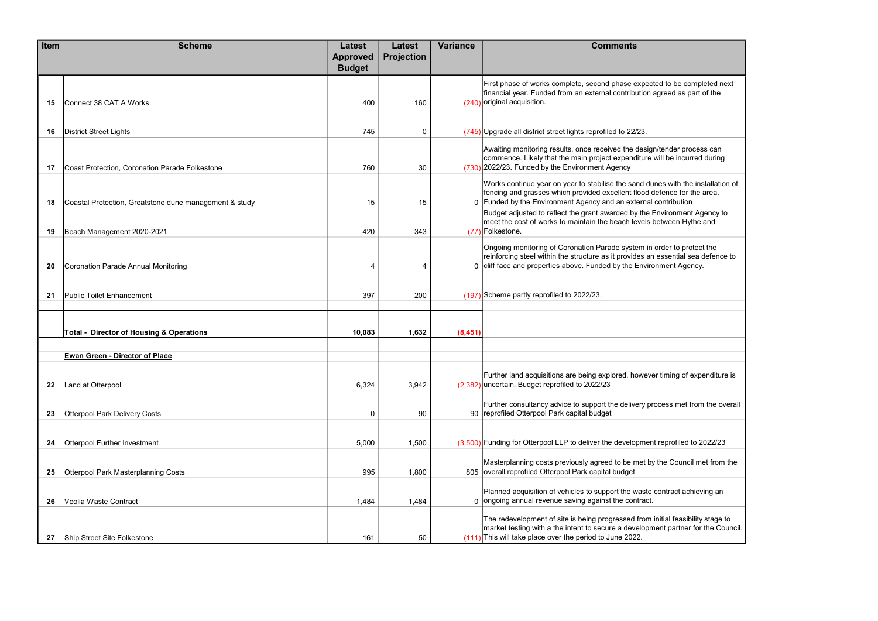| Item | Scheme | Latest Approved Budget | Latest Projection | Variance | Comments |
|---|---|---|---|---|---|
| 15 | Connect 38 CAT A Works | 400 | 160 | (240) | First phase of works complete, second phase expected to be completed next financial year. Funded from an external contribution agreed as part of the original acquisition. |
| 16 | District Street Lights | 745 | 0 | (745) | Upgrade all district street lights reprofiled to 22/23. |
| 17 | Coast Protection, Coronation Parade Folkestone | 760 | 30 | (730) | Awaiting monitoring results, once received the design/tender process can commence. Likely that the main project expenditure will be incurred during 2022/23. Funded by the Environment Agency |
| 18 | Coastal Protection, Greatstone dune management & study | 15 | 15 | 0 | Works continue year on year to stabilise the sand dunes with the installation of fencing and grasses which provided excellent flood defence for the area. Funded by the Environment Agency and an external contribution |
| 19 | Beach Management 2020-2021 | 420 | 343 | (77) | Budget adjusted to reflect the grant awarded by the Environment Agency to meet the cost of works to maintain the beach levels between Hythe and Folkestone. |
| 20 | Coronation Parade Annual Monitoring | 4 | 4 | 0 | Ongoing monitoring of Coronation Parade system in order to protect the reinforcing steel within the structure as it provides an essential sea defence to cliff face and properties above. Funded by the Environment Agency. |
| 21 | Public Toilet Enhancement | 397 | 200 | (197) | Scheme partly reprofiled to 2022/23. |
| | **Total - Director of Housing & Operations** | **10,083** | **1,632** | **(8,451)** | |
| | **Ewan Green - Director of Place** | | | | |
| 22 | Land at Otterpool | 6,324 | 3,942 | (2,382) | Further land acquisitions are being explored, however timing of expenditure is uncertain. Budget reprofiled to 2022/23 |
| 23 | Otterpool Park Delivery Costs | 0 | 90 | 90 | Further consultancy advice to support the delivery process met from the overall reprofiled Otterpool Park capital budget |
| 24 | Otterpool Further Investment | 5,000 | 1,500 | (3,500) | Funding for Otterpool LLP to deliver the development reprofiled to 2022/23 |
| 25 | Otterpool Park Masterplanning Costs | 995 | 1,800 | 805 | Masterplanning costs previously agreed to be met by the Council met from the overall reprofiled Otterpool Park capital budget |
| 26 | Veolia Waste Contract | 1,484 | 1,484 | 0 | Planned acquisition of vehicles to support the waste contract achieving an ongoing annual revenue saving against the contract. |
| 27 | Ship Street Site Folkestone | 161 | 50 | (111) | The redevelopment of site is being progressed from initial feasibility stage to market testing with a the intent to secure a development partner for the Council. This will take place over the period to June 2022. |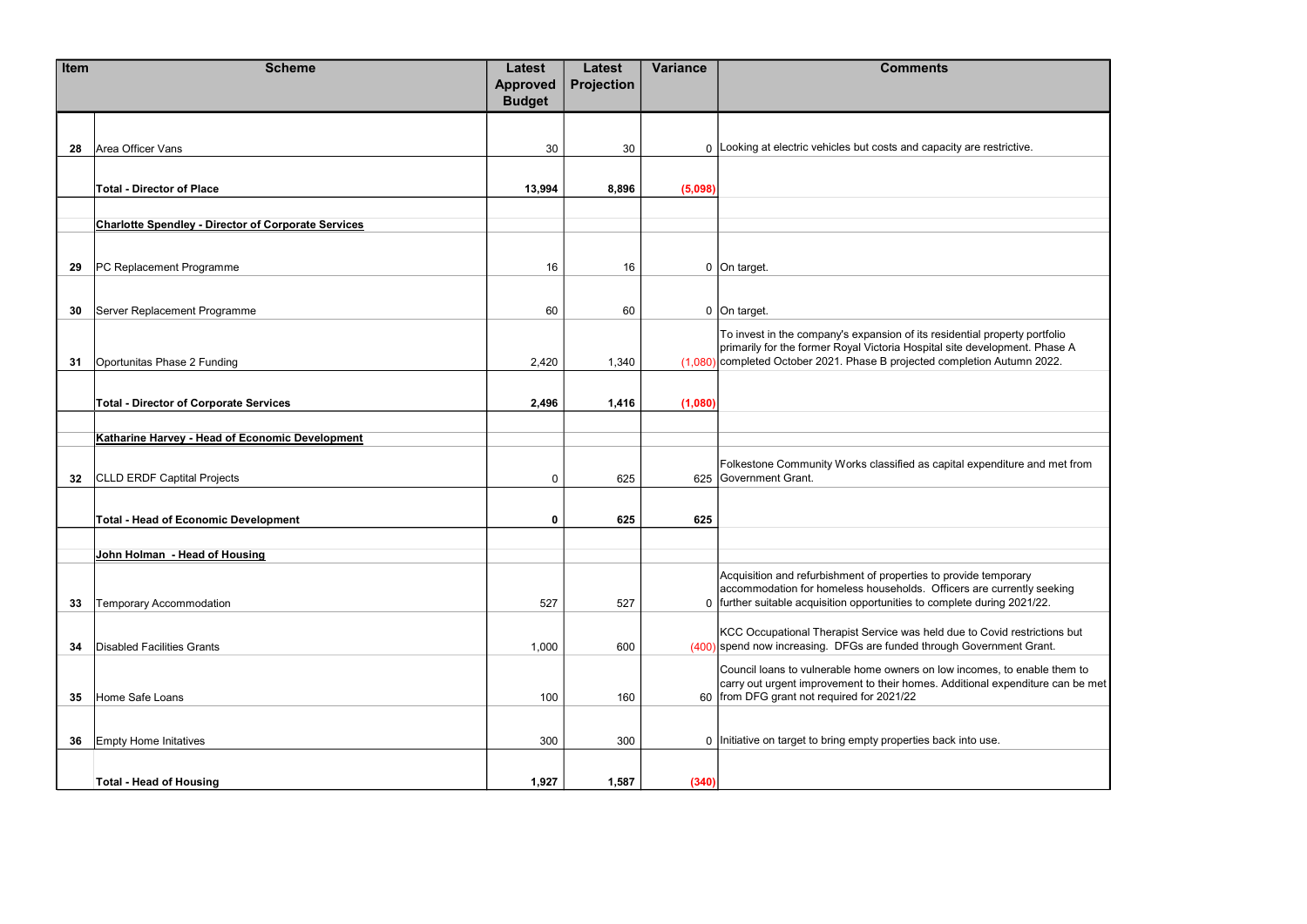| Item | Scheme | Latest Approved Budget | Latest Projection | Variance | Comments |
|---|---|---|---|---|---|
| 28 | Area Officer Vans | 30 | 30 | 0 | Looking at electric vehicles but costs and capacity are restrictive. |
| | **Total - Director of Place** | **13,994** | **8,896** | **(5,098)** | |
| | **Charlotte Spendley - Director of Corporate Services** | | | | |
| 29 | PC Replacement Programme | 16 | 16 | 0 | On target. |
| 30 | Server Replacement Programme | 60 | 60 | 0 | On target. |
| 31 | Oportunitas Phase 2 Funding | 2,420 | 1,340 | (1,080) | To invest in the company's expansion of its residential property portfolio primarily for the former Royal Victoria Hospital site development. Phase A completed October 2021. Phase B projected completion Autumn 2022. |
| | **Total - Director of Corporate Services** | **2,496** | **1,416** | **(1,080)** | |
| | **Katharine Harvey - Head of Economic Development** | | | | |
| 32 | CLLD ERDF Captial Projects | 0 | 625 | 625 | Folkestone Community Works classified as capital expenditure and met from Government Grant. |
| | **Total - Head of Economic Development** | **0** | **625** | **625** | |
| | **John Holman - Head of Housing** | | | | |
| 33 | Temporary Accommodation | 527 | 527 | 0 | Acquisition and refurbishment of properties to provide temporary accommodation for homeless households. Officers are currently seeking further suitable acquisition opportunities to complete during 2021/22. |
| 34 | Disabled Facilities Grants | 1,000 | 600 | (400) | KCC Occupational Therapist Service was held due to Covid restrictions but spend now increasing. DFGs are funded through Government Grant. |
| 35 | Home Safe Loans | 100 | 160 | 60 | Council loans to vulnerable home owners on low incomes, to enable them to carry out urgent improvement to their homes. Additional expenditure can be met from DFG grant not required for 2021/22 |
| 36 | Empty Home Initatives | 300 | 300 | 0 | Initiative on target to bring empty properties back into use. |
| | **Total - Head of Housing** | **1,927** | **1,587** | **(340)** | |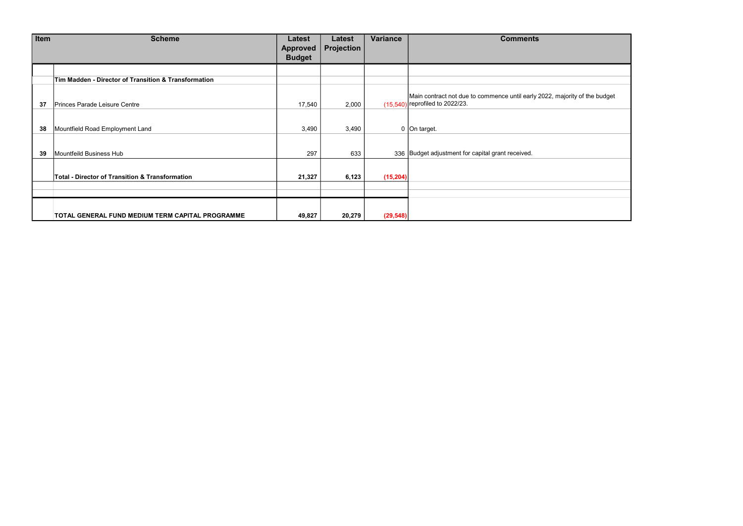| Item | Scheme | Latest Approved Budget | Latest Projection | Variance | Comments |
|---|---|---|---|---|---|
| | | | | | |
| | **Tim Madden - Director of Transition & Transformation** | | | | |
| 37 | Princes Parade Leisure Centre | 17,540 | 2,000 | (15,540) | Main contract not due to commence until early 2022, majority of the budget reprofiled to 2022/23. |
| 38 | Mountfield Road Employment Land | 3,490 | 3,490 | 0 | On target. |
| 39 | Mountfeild Business Hub | 297 | 633 | 336 | Budget adjustment for capital grant received. |
| | **Total - Director of Transition & Transformation** | **21,327** | **6,123** | **(15,204)** | |
| | | | | | |
| | | | | | |
| | **TOTAL GENERAL FUND MEDIUM TERM CAPITAL PROGRAMME** | **49,827** | **20,279** | **(29,548)** | |